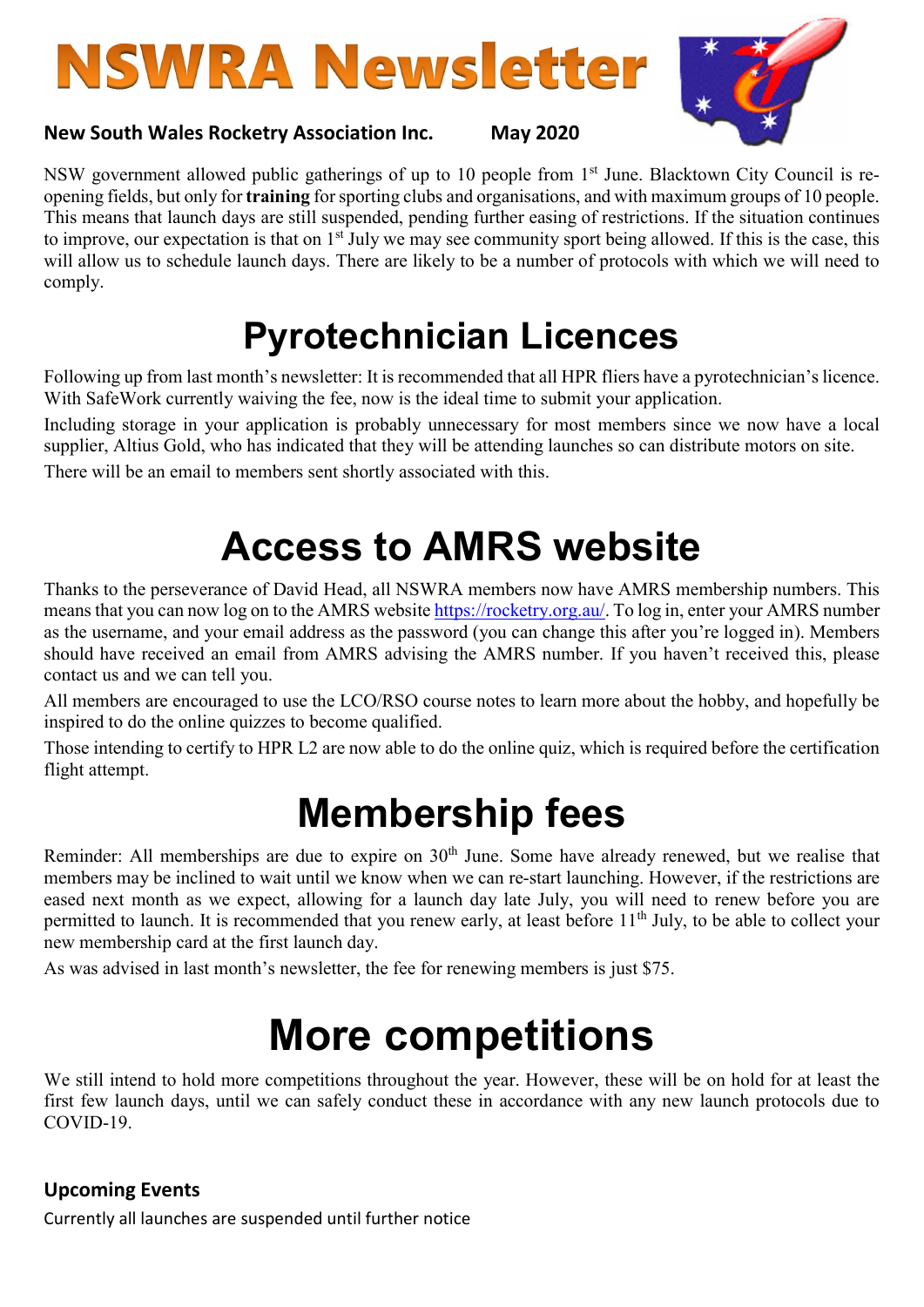# NSWRA Newsletter

**New South Wales Rocketry Association Inc.** **May 2020**

NSW government allowed public gatherings of up to 10 people from 1st June. Blacktown City Council is re-opening fields, but only for **training** for sporting clubs and organisations, and with maximum groups of 10 people. This means that launch days are still suspended, pending further easing of restrictions. If the situation continues to improve, our expectation is that on 1st July we may see community sport being allowed. If this is the case, this will allow us to schedule launch days. There are likely to be a number of protocols with which we will need to comply.

## Pyrotechnician Licences

Following up from last month's newsletter: It is recommended that all HPR fliers have a pyrotechnician's licence. With SafeWork currently waiving the fee, now is the ideal time to submit your application.

Including storage in your application is probably unnecessary for most members since we now have a local supplier, Altius Gold, who has indicated that they will be attending launches so can distribute motors on site.

There will be an email to members sent shortly associated with this.

## Access to AMRS website

Thanks to the perseverance of David Head, all NSWRA members now have AMRS membership numbers. This means that you can now log on to the AMRS website https://rocketry.org.au/. To log in, enter your AMRS number as the username, and your email address as the password (you can change this after you're logged in). Members should have received an email from AMRS advising the AMRS number. If you haven't received this, please contact us and we can tell you.

All members are encouraged to use the LCO/RSO course notes to learn more about the hobby, and hopefully be inspired to do the online quizzes to become qualified.

Those intending to certify to HPR L2 are now able to do the online quiz, which is required before the certification flight attempt.

## Membership fees

Reminder: All memberships are due to expire on 30th June. Some have already renewed, but we realise that members may be inclined to wait until we know when we can re-start launching. However, if the restrictions are eased next month as we expect, allowing for a launch day late July, you will need to renew before you are permitted to launch. It is recommended that you renew early, at least before 11th July, to be able to collect your new membership card at the first launch day.

As was advised in last month's newsletter, the fee for renewing members is just $75.

## More competitions

We still intend to hold more competitions throughout the year. However, these will be on hold for at least the first few launch days, until we can safely conduct these in accordance with any new launch protocols due to COVID-19.

### Upcoming Events

Currently all launches are suspended until further notice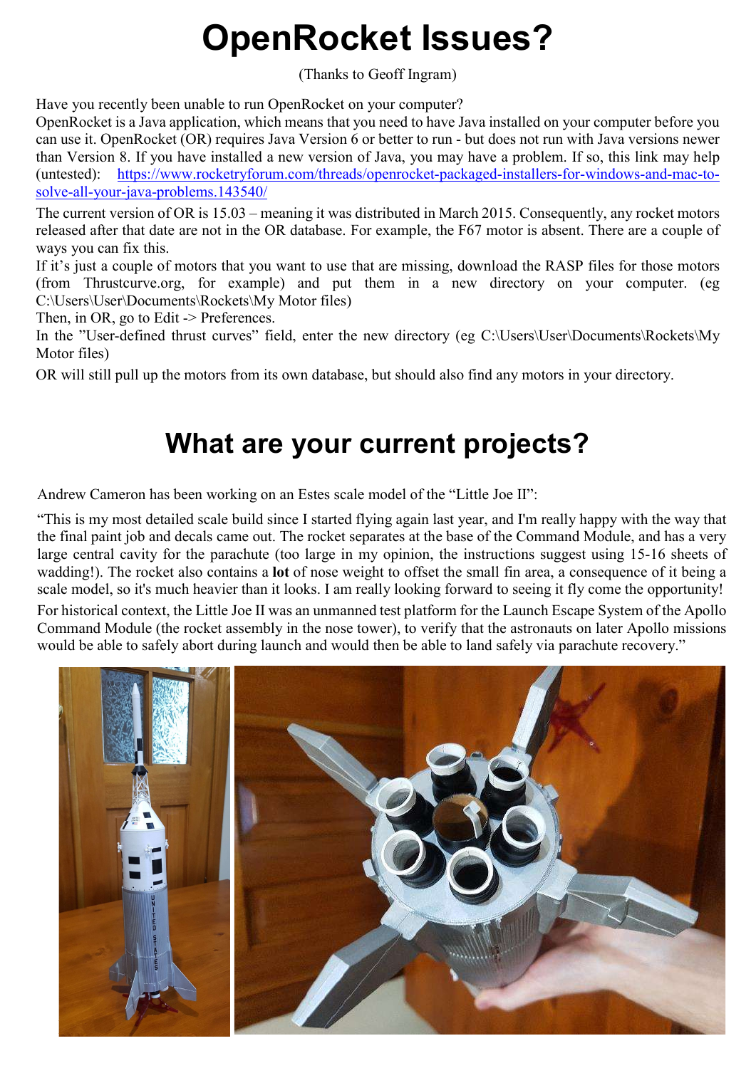# OpenRocket Issues?

(Thanks to Geoff Ingram)

Have you recently been unable to run OpenRocket on your computer?
OpenRocket is a Java application, which means that you need to have Java installed on your computer before you can use it. OpenRocket (OR) requires Java Version 6 or better to run - but does not run with Java versions newer than Version 8. If you have installed a new version of Java, you may have a problem. If so, this link may help (untested): https://www.rocketryforum.com/threads/openrocket-packaged-installers-for-windows-and-mac-to-solve-all-your-java-problems.143540/

The current version of OR is 15.03 – meaning it was distributed in March 2015. Consequently, any rocket motors released after that date are not in the OR database. For example, the F67 motor is absent. There are a couple of ways you can fix this.
If it's just a couple of motors that you want to use that are missing, download the RASP files for those motors (from Thrustcurve.org, for example) and put them in a new directory on your computer. (eg C:\Users\User\Documents\Rockets\My Motor files)
Then, in OR, go to Edit -> Preferences.
In the "User-defined thrust curves" field, enter the new directory (eg C:\Users\User\Documents\Rockets\My Motor files)
OR will still pull up the motors from its own database, but should also find any motors in your directory.

# What are your current projects?

Andrew Cameron has been working on an Estes scale model of the "Little Joe II":

"This is my most detailed scale build since I started flying again last year, and I'm really happy with the way that the final paint job and decals came out. The rocket separates at the base of the Command Module, and has a very large central cavity for the parachute (too large in my opinion, the instructions suggest using 15-16 sheets of wadding!). The rocket also contains a **lot** of nose weight to offset the small fin area, a consequence of it being a scale model, so it's much heavier than it looks. I am really looking forward to seeing it fly come the opportunity!
For historical context, the Little Joe II was an unmanned test platform for the Launch Escape System of the Apollo Command Module (the rocket assembly in the nose tower), to verify that the astronauts on later Apollo missions would be able to safely abort during launch and would then be able to land safely via parachute recovery."